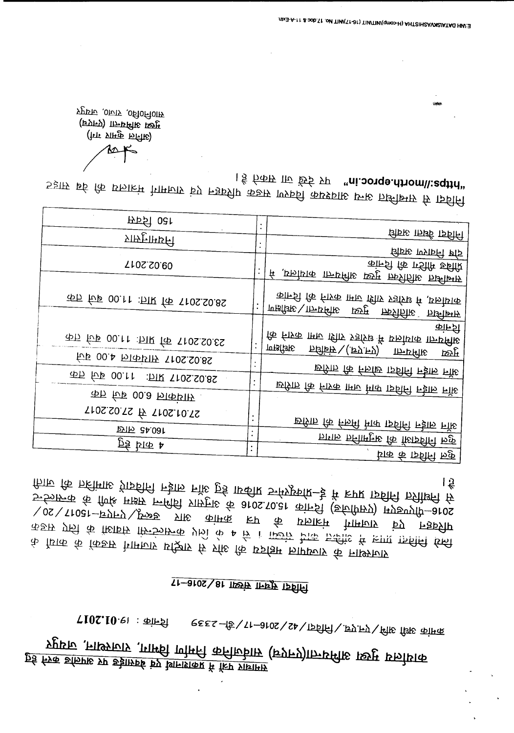<u>समाचार पत्र में प्रकाशनार्थ एवं वेबसाईट पर अपलोड करने हेतु</u>

<u>कार्यालय मुख्य अभियन्ता(एन.एच.) सार्वजनिक निर्माण विभाग, राजस्थान, जयपुर</u>

**क्रमांक अति मु अ / एन.एच. / निविदा / 42 / 2016-17 / डी-2339 दिनांक : 19.01.2017**

## निविदा सूचना संख्या 18/2016-17

राजस्थान के राज्यपाल महोदय की ओर से राष्ट्रीय राजमार्ग सड़कों के कार्यों के लिये निविदा प्रपत्र में वर्णित कार्य संख्या 1 से 4 के लिये ऑनलाईन सड़क परिवहन एवं राजमार्ग मंत्रालय के पत्र क्रमांक आर डब्ल्यू/एन एच-15017/20/2016-पी एण्ड एम (पीएमडब्ल्यू) दिनांक 15.07.2016 के अनुसार उपयुक्त श्रेणी के संवेदकों से निर्धारित निविदा प्रपत्र में ई-प्रोक्योरमेंट पद्धति द्वारा ऑनलाईन निविदायें आमंत्रित की जाती है ।

| | | |
|---|---|---|
| कुल निविदा के कार्य | : | 4 कार्य हेतु |
| कुल निविदाओं की अनुमानित लागत | : | 1604.5 लाख |
| ऑनलाईन निविदा डाउनलोड करने की तिथि | : | 27.01.2017 से 27.02.2017 सायंकाल 6.00 बजे तक |
| ऑनलाईन निविदा जमा करने की तिथि | : | 28.02.2017 प्रातः 11.00 बजे तक |
| ऑनलाईन निविदा खोलने की तिथि | : | 28.02.2017 सायंकाल 4.00 बजे |
| मुख्य अभियन्ता (एन.एच.)/संबंधित अधीक्षण अभियन्ता कार्यालय में धरोहर राशि जमा कराने की दिनांक | : | 23.02.2017 को प्रातः 11.00 बजे तक |
| संबंधित अतिरिक्त मुख्य अभियन्ता/अधीक्षण अभियन्ता कार्यालय में धरोहर राशि जमा कराने की दिनांक | : | 28.02.2017 को प्रातः 11.00 बजे तक |
| संबंधित अतिरिक्त मुख्य अभियन्ता कार्यालय में प्रीबिड मीटिंग की दिनांक | : | 09.02.2017 |
| कार्य निष्पादन अवधि | : | नियमानुसार |
| निविदा वैधता अवधि | : | 150 दिवस |

निविदा से सम्बन्धित अन्य आवश्यक विवरण सहित परिवहन एवं राजमार्ग मंत्रालय की वेब साईट "https://morth.eproc.in" पर देखे जा सकते है ।

(अनिल कुमार गर्ग)
मुख्य अभियन्ता (एन.एच.)
सा.नि.वि., राज., जयपुर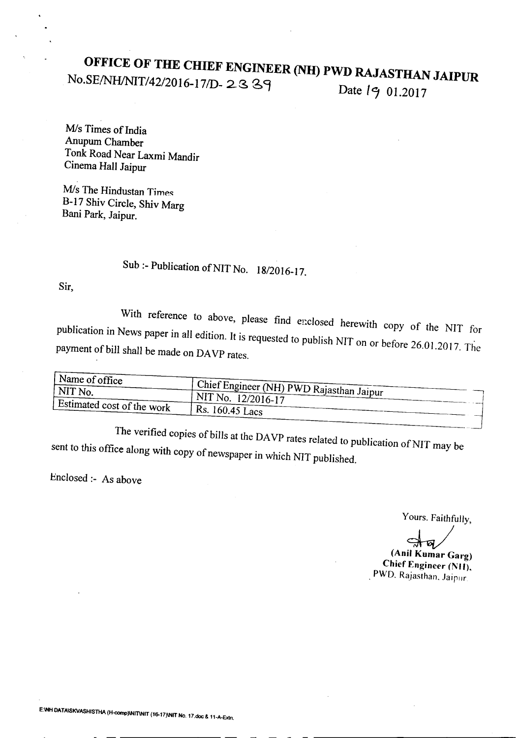# OFFICE OF THE CHIEF ENGINEER (NH) PWD RAJASTHAN JAIPUR

No.SE/NH/NIT/42/2016-17/D- 2339 Date 19 01.2017

M/s Times of India
Anupum Chamber
Tonk Road Near Laxmi Mandir
Cinema Hall Jaipur

M/s The Hindustan Times
B-17 Shiv Circle, Shiv Marg
Bani Park, Jaipur.

Sub :- Publication of NIT No. 18/2016-17.

Sir,

With reference to above, please find enclosed herewith copy of the NIT for publication in News paper in all edition. It is requested to publish NIT on or before 26.01.2017. The payment of bill shall be made on DAVP rates.

| Name of office | Chief Engineer (NH) PWD Rajasthan Jaipur |
|---|---|
| NIT No. | NIT No. 12/2016-17 |
| Estimated cost of the work | Rs. 160.45 Lacs |

The verified copies of bills at the DAVP rates related to publication of NIT may be sent to this office along with copy of newspaper in which NIT published.

Enclosed :- As above

Yours. Faithfully,

**(Anil Kumar Garg)**
**Chief Engineer (NH),**
PWD. Rajasthan. Jaipur

E:\NH DATA\SKVASHISTHA (H-comp)\NIT\NIT (16-17)\NIT No. 17.doc & 11-A-Extn.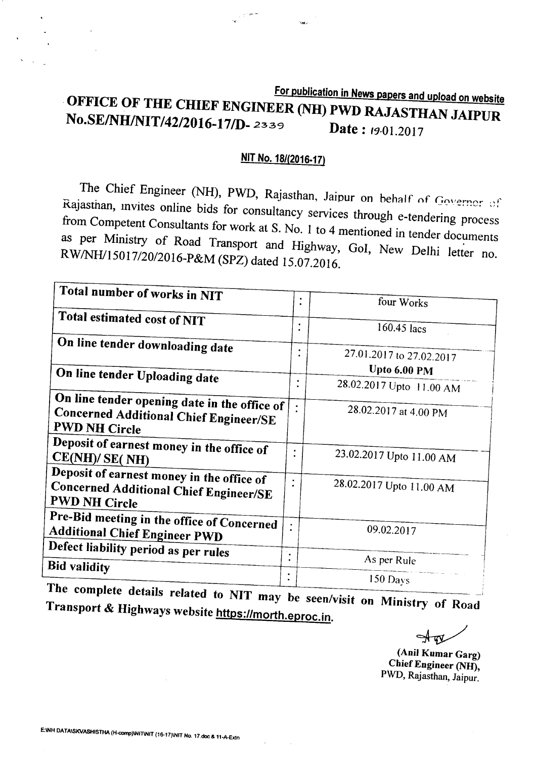For publication in News papers and upload on website

# OFFICE OF THE CHIEF ENGINEER (NH) PWD RAJASTHAN JAIPUR

**No.SE/NH/NIT/42/2016-17/D- 2339** **Date : 19.01.2017**

## NIT No. 18/(2016-17)

The Chief Engineer (NH), PWD, Rajasthan, Jaipur on behalf of Governor of Rajasthan, invites online bids for consultancy services through e-tendering process from Competent Consultants for work at S. No. 1 to 4 mentioned in tender documents as per Ministry of Road Transport and Highway, GoI, New Delhi letter no. RW/NH/15017/20/2016-P&M (SPZ) dated 15.07.2016.

| | | |
|---|---|---|
| **Total number of works in NIT** | : | four Works |
| **Total estimated cost of NIT** | : | 160.45 lacs |
| **On line tender downloading date** | : | 27.01.2017 to 27.02.2017 **Upto 6.00 PM** |
| **On line tender Uploading date** | : | 28.02.2017 Upto 11.00 AM |
| **On line tender opening date in the office of Concerned Additional Chief Engineer/SE PWD NH Circle** | : | 28.02.2017 at 4.00 PM |
| **Deposit of earnest money in the office of CE(NH)/ SE( NH)** | : | 23.02.2017 Upto 11.00 AM |
| **Deposit of earnest money in the office of Concerned Additional Chief Engineer/SE PWD NH Circle** | : | 28.02.2017 Upto 11.00 AM |
| **Pre-Bid meeting in the office of Concerned Additional Chief Engineer PWD** | : | 09.02.2017 |
| **Defect liability period as per rules** | : | As per Rule |
| **Bid validity** | : | 150 Days |

**The complete details related to NIT may be seen/visit on Ministry of Road Transport & Highways website https://morth.eproc.in.**

**(Anil Kumar Garg)**
**Chief Engineer (NH),**
**PWD, Rajasthan, Jaipur.**

E:\NH DATA\SKVASHISTHA (H-comp)\NIT\NIT (16-17)\NIT No. 17.doc & 11-A-Extn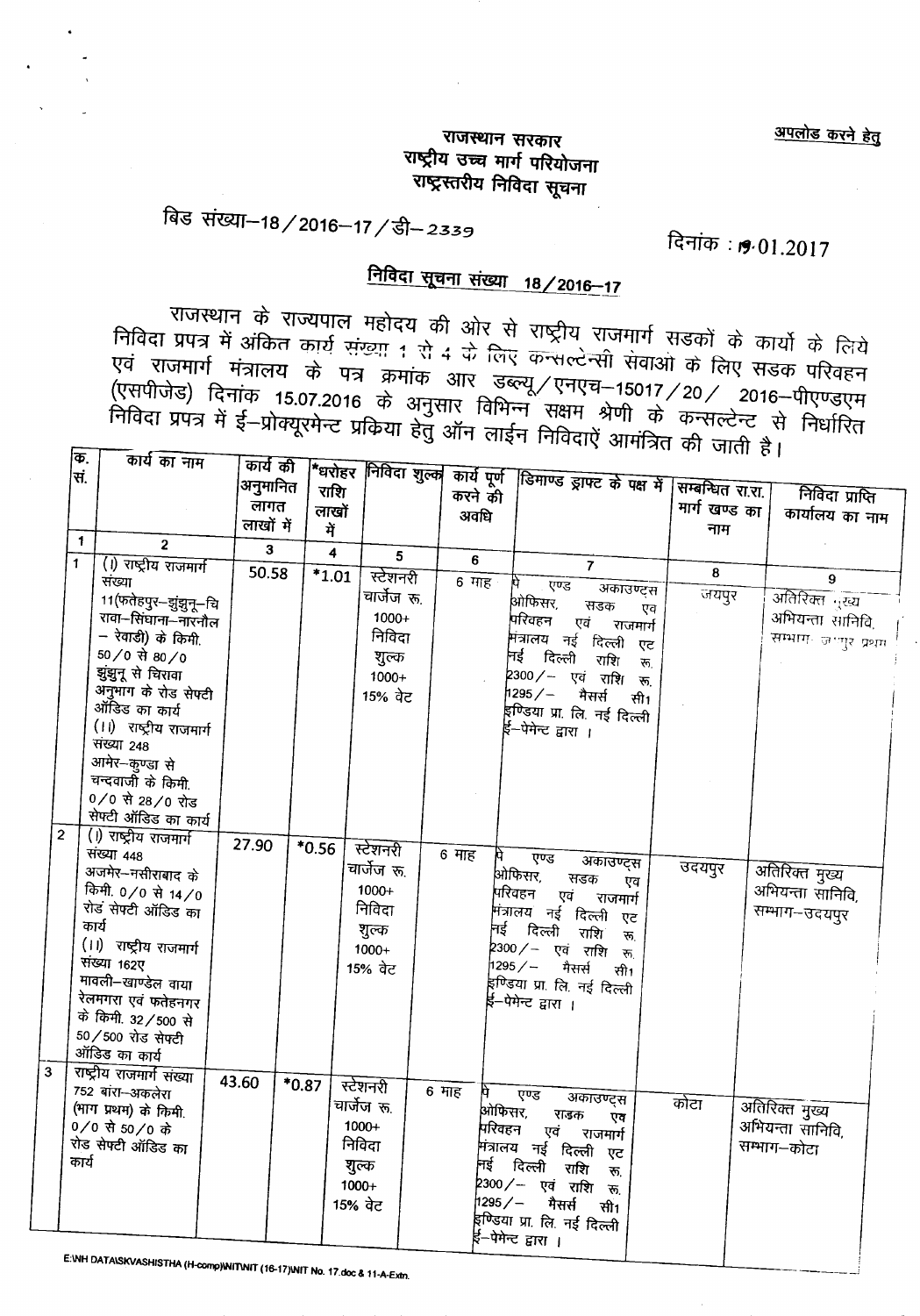अपलोड करने हेतु

**राजस्थान सरकार**
**राष्ट्रीय उच्च मार्ग परियोजना**
**राष्ट्रस्तरीय निविदा सूचना**

बिड संख्या–18/2016–17/डी–2339 दिनांक : 19.01.2017

## निविदा सूचना संख्या 18/2016–17

राजस्थान के राज्यपाल महोदय की ओर से राष्ट्रीय राजमार्ग सडकों के कार्यो के लिये निविदा प्रपत्र में अंकित कार्य संख्या 1 से 4 के लिए कन्सल्टेन्सी सेवाओ के लिए सडक परिवहन एवं राजमार्ग मंत्रालय के पत्र क्रमांक आर डब्ल्यू/एनएच–15017/20/ 2016–पीएण्डएम (एसपीजेड) दिनांक 15.07.2016 के अनुसार विभिन्न सक्षम श्रेणी के कन्सल्टेन्ट से निर्धारित निविदा प्रपत्र में ई–प्रोक्यूरमेन्ट प्रकिया हेतु ऑन लाईन निविदाऐं आमंत्रित की जाती है।

| क्र. सं. | कार्य का नाम | कार्य की अनुमानित लागत लाखों में | *धरोहर राशि लाखों में | निविदा शुल्क | कार्य पूर्ण करने की अवधि | डिमाण्ड ड्राफ्ट के पक्ष में | सम्बन्धित रा.रा. मार्ग खण्ड का नाम | निविदा प्राप्ति कार्यालय का नाम |
|---|---|---|---|---|---|---|---|---|
| 1 | 2 | 3 | 4 | 5 | 6 | 7 | 8 | 9 |
| 1 | (I) राष्ट्रीय राजमार्ग संख्या 11(फतेहपुर–झुंझुनू–चिरावा–सिंघाना–नारनौल – रेवाडी) के किमी. 50/0 से 80/0 झुंझुनू से चिरावा अनुभाग के रोड सेफ्टी ऑडिड का कार्य (II) राष्ट्रीय राजमार्ग संख्या 248 आमेर–कुण्डा से चन्दवाजी के किमी. 0/0 से 28/0 रोड सेफ्टी ऑडिड का कार्य | 50.58 | *1.01 | स्टेशनरी चार्जेज रू. 1000+ निविदा शुल्क 1000+ 15% वेट | 6 माह | पे एण्ड अकाउण्ट्स ओफिसर, सडक एव परिवहन एवं राजमार्ग मंत्रालय नई दिल्ली एट नई दिल्ली राशि रू. 2300/– एवं राशि रू. 1295/– मैसर्स सी1 इण्डिया प्रा. लि. नई दिल्ली ई–पेमेन्ट द्वारा । | जयपुर | अतिरिक्त मुख्य अभियन्ता सानिवि, सम्भाग–जयपुर प्रथम |
| 2 | (I) राष्ट्रीय राजमार्ग संख्या 448 अजमेर–नसीराबाद के किमी. 0/0 से 14/0 रोड सेफ्टी ऑडिट का कार्य (II) राष्ट्रीय राजमार्ग संख्या 162ए मावली–खाण्डेल वाया रेलमगरा एवं फतेहनगर के किमी. 32/500 से 50/500 रोड सेफ्टी ऑडिड का कार्य | 27.90 | *0.56 | स्टेशनरी चार्जेज रू. 1000+ निविदा शुल्क 1000+ 15% वेट | 6 माह | पे एण्ड अकाउण्ट्स ओफिसर, सडक एव परिवहन एवं राजमार्ग मंत्रालय नई दिल्ली एट नई दिल्ली राशि रू. 2300/– एवं राशि रू. 1295/– मैसर्स सी1 इण्डिया प्रा. लि. नई दिल्ली ई–पेमेन्ट द्वारा । | उदयपुर | अतिरिक्त मुख्य अभियन्ता सानिवि, सम्भाग–उदयपुर |
| 3 | राष्ट्रीय राजमार्ग संख्या 752 बांरा–अकलेरा (भाग प्रथम) के किमी. 0/0 से 50/0 के रोड सेफ्टी ऑडिड का कार्य | 43.60 | *0.87 | स्टेशनरी चार्जेज रू. 1000+ निविदा शुल्क 1000+ 15% वेट | 6 माह | पे एण्ड अकाउण्ट्स ओफिसर, सडक एव परिवहन एवं राजमार्ग मंत्रालय नई दिल्ली एट नई दिल्ली राशि रू. 2300/– एवं राशि रू. 1295/– मैसर्स सी1 इण्डिया प्रा. लि. नई दिल्ली ई–पेमेन्ट द्वारा । | कोटा | अतिरिक्त मुख्य अभियन्ता सानिवि, सम्भाग–कोटा |

E:\NH DATA\SKVASHISTHA (H-comp)\NIT\NIT (16-17)\NIT No. 17.doc & 11-A-Extn.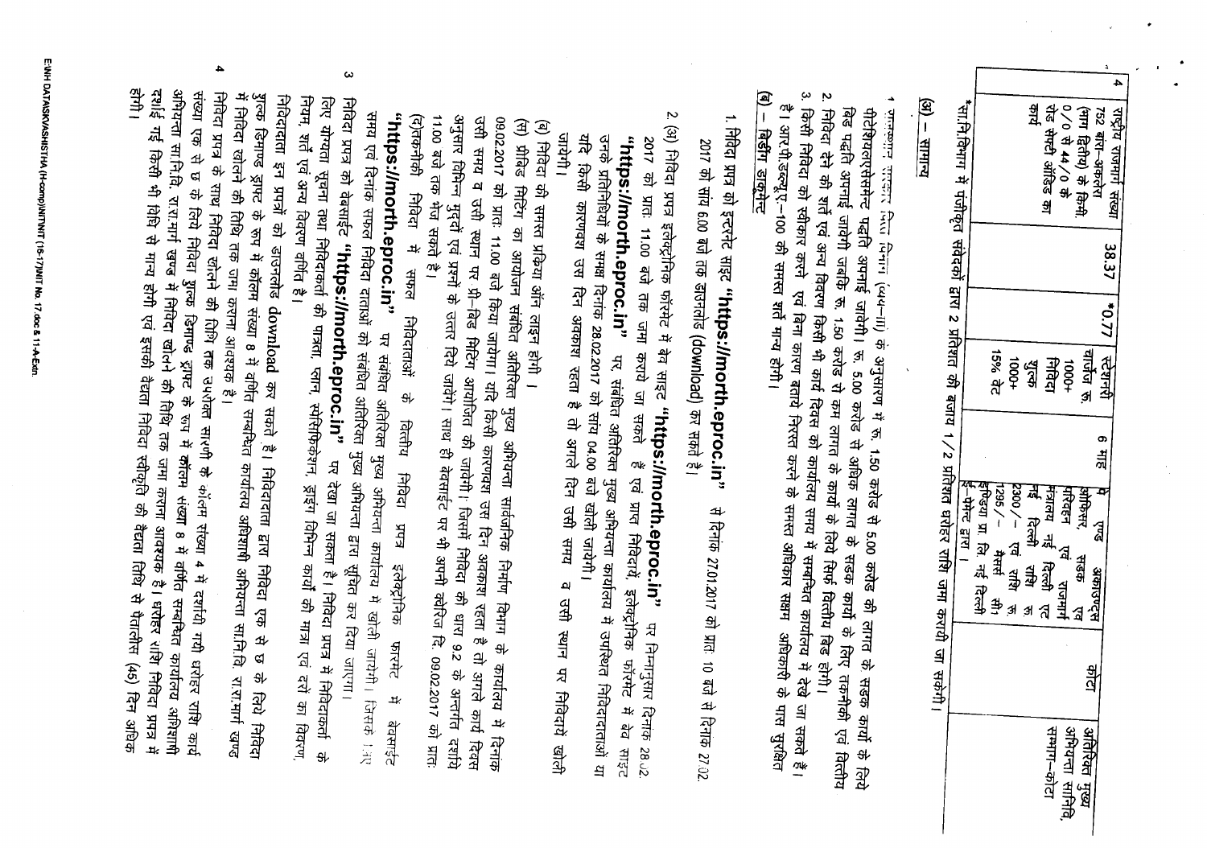| 4 | राष्ट्रीय राजमार्ग संख्या 752 बारां-अकलेरा (भाग द्वितीय) के किमी. 0/0 से 44/0 के रोड सेफ्टी ऑडिट का कार्य | 38.37 | *0.77 | स्टेशनरी चार्जेज रू. 1000+ निविदा शुल्क 1000+ 15% वेट | 6 माह | पे एण्ड अकाउण्ट्स ऑफिसर, सड़क परिवहन एवं राजमार्ग मंत्रालय नई दिल्ली एट नई दिल्ली एवं राशि रू. 2300/- एवं राशि रू. 1295/- मैसर्स सी इण्डिया प्रा. लि. नई दिल्ली ई-पैमेन्ट द्वारा। | कोटा | अतिरिक्त मुख्य अभियन्ता सा.नि.वि. सम्भाग-कोटा |
|---|---|---|---|---|---|---|---|---|

*सा.नि.विभाग में पंजीकृत संवेदकों द्वारा 2 प्रतिशत की बजाय 1/2 प्रतिशत धरोहर राशि जमा करायी जा सकेगी।

## (अ) – सामान्य

1. ...... (अ-III) के अनुसरण में रू. 1.50 करोड़ से 5.00 करोड़ की लागत के सड़क कार्यो के लिये पीटीशियरप्रसेसमेन्ट पद्धति अपनाई जायेगी। रू. 5.00 करोड़ से अधिक लागत के सड़क कार्यो के लिए तकनीकी एवं वित्तीय बिड पद्धति अपनाई जायेगी जबकि रू. 1.50 करोड़ से कम लागत के कार्यो के लिये सिर्फ वित्तीय बिड होगी।
2. निविदा देने की शर्तें एवं अन्य विवरण किसी भी कार्य दिवस को कार्यालय समय में सम्बन्धित कार्यालय में देखे जा सकते हैं।
3. किसी निविदा को स्वीकार करने एवं बिना कारण बताये निरस्त करने के समस्त अधिकार सक्षम अधिकारी के पास सुरक्षित है। आर.पी.डब्ल्यू.ए.-100 की समस्त शर्तें मान्य होंगी।

## (ब) – बिडींग डाकूमेन्ट

1. निविदा प्रपत्र को इन्टरनेट साइट **"https://morth.eproc.in"** से दिनांक 27.01.2017 को प्रातः 10 बजे से दिनांक 27.02.2017 को सांय 6.00 बजे तक डाउनलोड (download) कर सकते है।
2. (अ) निविदा प्रपत्र इलेक्ट्रोनिक फॉरमेट में बेब साइट **"https://morth.eproc.in"** पर निम्नानुसार दिनांक 28.02.2017 को प्रातः 11.00 बजे तक जमा कराये जा सकते हैं एवं प्राप्त निविदायें, इलेक्ट्रोनिक फॉरमेट में बेब साइट **"https://morth.eproc.in"** पर, संबंधित अतिरिक्त मुख्य अभियन्ता कार्यालय में उपस्थित निविदादाताओं या उनके प्रतिनिधियों के समक्ष दिनांक 28.02.2017 को सांय 04.00 बजे खोली जायेगी। यदि किसी कारणवश उस दिन अवकाश रहता है तो अगले दिन उसी समय व उसी स्थान पर निविदायें खोली जायेगी।

   (ब) निविदा की समस्त प्रकिया ऑन लाइन होगी।

   (स) प्रीबिड मिटिंग का आयोजन संबंधित अतिरिक्त मुख्य अभियन्ता सार्वजनिक निर्माण विभाग के कार्यालय में दिनांक 09.02.2017 को प्रातः 11.00 बजे किया जायेगा। यदि किसी कारणवश उस दिन अवकाश रहता है तो अगले कार्य दिवस उसी समय व उसी स्थान पर प्री-बिड मिटिंग आयोजित की जावेगी। जिसमें निविदा की धारा 9.2 के अन्तर्गत दर्शाये अनुसार विभिन्न मुद्दों एवं प्रश्नों के उत्तर दिये जावेंगे। साथ ही बेवसाईट पर भी अपनी क्वेरिज दि. 09.02.2017 को प्रातः 11.00 बजे तक भेज सकते है।

   (द)तकनीकी निविदा में सफल निविदाताओं के वित्तीय निविदा प्रपत्र इलेक्ट्रोनिक फारमेट में बेबसाईट **"https://morth.eproc.in"** पर संबंधित अतिरिक्त मुख्य अभियन्ता कार्यालय में खोली जायेगी। जिसके लिए समय एवं दिनांक सफल निविदा दाताओं को संबंधित अतिरिक्त मुख्य अभियन्ता द्वारा सूचित कर दिया जाएगा।

3. निविदा प्रपत्र को वेबसाईट **"https://morth.eproc.in"** पर देखा जा सकता है। निविदा प्रपत्र में निविदाकर्ता के लिए योग्यता सूचना तथा निविदाकर्ता की पात्रता, प्लान, स्पेसिफिकेशन, ड्राइंग विभिन्न कार्यो की मात्रा एवं दरों का विवरण, नियम, शर्तें एवं अन्य विवरण वर्णित है।
4. निविदादाता इन प्रपत्रों को डाउनलोड download कर सकते है। निविदादाता द्वारा निविदा एक से छ के लिये निविदा शुल्क डिमाण्ड ड्राफ्ट के रूप में कॉलम संख्या 8 में वर्णित सम्बन्धित कार्यालय अधिशाषी अभियन्ता सा.नि.वि. रा.रा.मार्ग खण्ड में निविदा खोलने की तिथि तक जमा कराना आवश्यक है।

निविदा प्रपत्र के साथ निविदा खोलने की तिथि तक उपरोक्त सारणी के कॉलम संख्या 4 में दर्शायी गयी धरोहर राशि कार्य संख्या एक से छ के लिये निविदा शुल्क डिमाण्ड ड्राफ्ट के रूप में कॉलम संख्या 8 में वर्णित सम्बन्धित कार्यालय अधिशाषी अभियन्ता सा.नि.वि. रा.रा.मार्ग खण्ड में निविदा खोलने की तिथि तक जमा कराना आवश्यक है। धरोहर राशि निविदा प्रपत्र में दर्शाई गई किसी भी विधि से मान्य होगी एवं इसकी वैधता निविदा स्वीकृति की वैधता तिथि से पैतालीस (45) दिन अधिक होगी।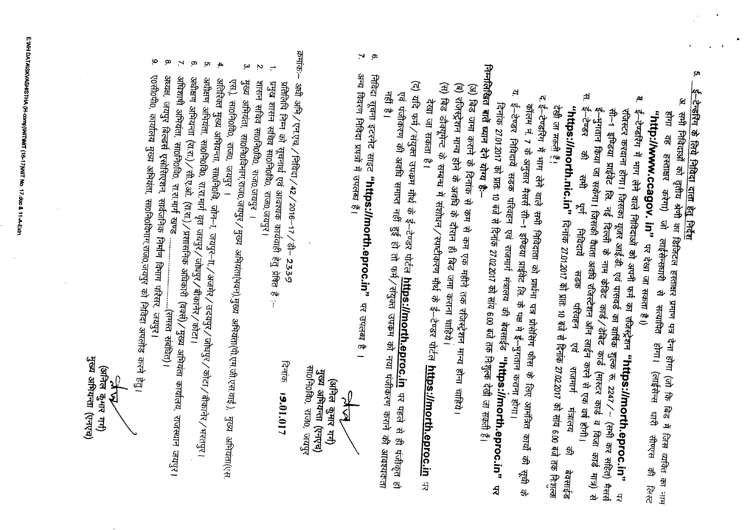## 5. ई-टेन्डरिंग के लिये निविदा दाता हेतु निर्देश

अ. सभी निविदाओं को तृतीय श्रेणी का डिजिटल हस्ताक्षर प्रमाण पत्र देना होगा (जो कि बिड में जिस व्यक्ति का नाम होगा वह हस्ताक्षर करेगा) जो लाईसेन्सधारी से सत्यापित होगा। (लाईसेन्स धारी सीएएस की लिस्ट **"http://www.ccagov.in"** पर देखा जा सकता है।)

ब. ई-टेन्डरिंग में भाग लेने वाले निविदाओं को अपनी फर्म का रजिस्ट्रेशन **"https://morth.eproc.in"** पर रजिस्टर करवाना होगा। जिसका यूजर आई.डी. एवं पासवर्ड का वार्षिक शुल्क रू. 2247/- (सभी कर सहित) मैसर्स सी-1 इण्डिया प्राईवेट लि. नई दिल्ली के नाम क्रेडिट कार्ड/डेबिट कार्ड (मास्टर कार्ड व विजा कार्ड मात्र) से ई-भुगतान किया जा सकेगा। जिसकी वैधता अवधि रजिस्ट्रेशन ऑन लाईन करने से एक वर्ष होगी।

स. ई-टेन्डर की सभी पूर्ण निविदायें सड़क परिवहन एवं राजमार्ग मंत्रालय की बेवसाईड **"https://morth.nic.in"** दिनांक 27.01.2017 को प्रातः 10 बजे से दिनांक 27.02.2017 को सांय 6.00 बजे तक निःशुल्क देखी जा सकती है।

द. ई-टेण्डरिंग में भाग लेने वाले सभी निविदाता को प्रार्थना पत्र प्रोसेसिंग फीस के लिए आमंत्रित कार्यों की सूची के कॉलम नं. 7 के अनुसार मैसर्स सी-1 इण्डिया प्राईवेट लि. के पक्ष में ई-भुगतान कराना होगा।

य. ई-टेण्डर निविदायें सड़क परिवहन एवं राजमार्ग मंत्रालय की बेवसाईड **"https://morth.eproc.in"** पर दिनांक 27.01.2017 को प्रातः 10 बजे से दिनांक 27.02.2017 को सांय 6.00 बजे तक निःशुल्क देखी जा सकती है।

**निम्नलिखित बातें ध्यान देने योग्य है:-**

(अ) बिड जमा कराने के दिनांक से कम से कम एक महीने तक रजिस्ट्रेशन मान्य होना चाहिये।

(ब) रजिस्ट्रेशन मान्य होने के अवधि के दौरान ही बिड जमा कराना चाहिये।

(स) बिड डोक्यूमेन्ट के सम्बन्ध में संशोधन/स्पष्टीकरण मौर्थ के ई-टेण्डर पोर्टल **https://morth.eproc.in** पर देखा जा सकता है।

(द) यदि फर्म/संयुक्त उपक्रम मौर्थ के ई-टेण्डर पोर्टल **https://morth.eproc.in** पर पहले से ही पंजीकृत हो एवं पंजीकरण की अवधि समाप्त नहीं हुई हो तो फर्म/संयुक्त उपक्रम को नया पंजीकरण कराने की आवश्यकता नहीं है।

6. निविदा सूचना इंटरनेट साइट **"https://morth.eproc.in"** पर उपलब्ध है।

7. अन्य विवरण निविदा प्रपत्रों में उपलब्ध है।

(अनिल कुमार गर्ग)
मुख्य अभियन्ता (एनएच)
सा0नि0वि0, राज0, जयपुर

क्रमांक:- अधी अभि/एनएच/निविदा/42/2016-17/डी- 2339 दिनांक 19.01.017

प्रतिलिपि निम्न को सूचनार्थ एवं आवश्यक कार्यवाही हेतु प्रेषित है :-

1. प्रमुख शासन सचिव सा0नि0वि0, राज0,जयपुर।
2. शासन सचिव सा0नि0वि0, राज0,जयपुर।
3. मुख्य अभियंता, सा0नि0विभाग,राज0,जयपुर/मुख्य अभियंता(भवन)/मुख्य अभियंता(पी.एम.जी.एस.वाई.), मुख्य अभियंता(एस.एस.), सा0नि0वि, राज0, जयपुर।
4. अतिरिक्त मुख्य अभियन्ता, सा0नि0वि, जोन-I, जयपुर-II/अजमेर/उदयपुर/जोधपुर/कोटा/बीकानेर/भरतपुर।
5. अधीक्षण अभियंता, सा0नि0वि, रा.रा.मार्ग वृत जयपुर/जोधपुर/बीकानेर/कोटा।
6. अधीक्षण अभियन्ता (रा.रा.)/सी.ए.ओ. (रा.रा.)/प्रशासनिक अधिकारी (वक्र्स)/मुख्य अभियंता कार्यालय, राजस्थान जयपुर।
7. अधिशाषी अभियंता, सा0नि0वि, रा.रा.मार्ग खण्ड ..................(समस्त संबंधित)।
8. अध्यक्ष, जयपुर बिल्डर्स एसोसिएशन, सार्वजनिक निर्माण विभाग परिसर, जयपुर।
9. ए0सी0पी0, कार्यालय मुख्य अभियंता, सा0नि0विभाग,राज0,जयपुर को निविदा अपलोड करने हेतु।

(अनिल कुमार गर्ग)
मुख्य अभियन्ता (एनएच)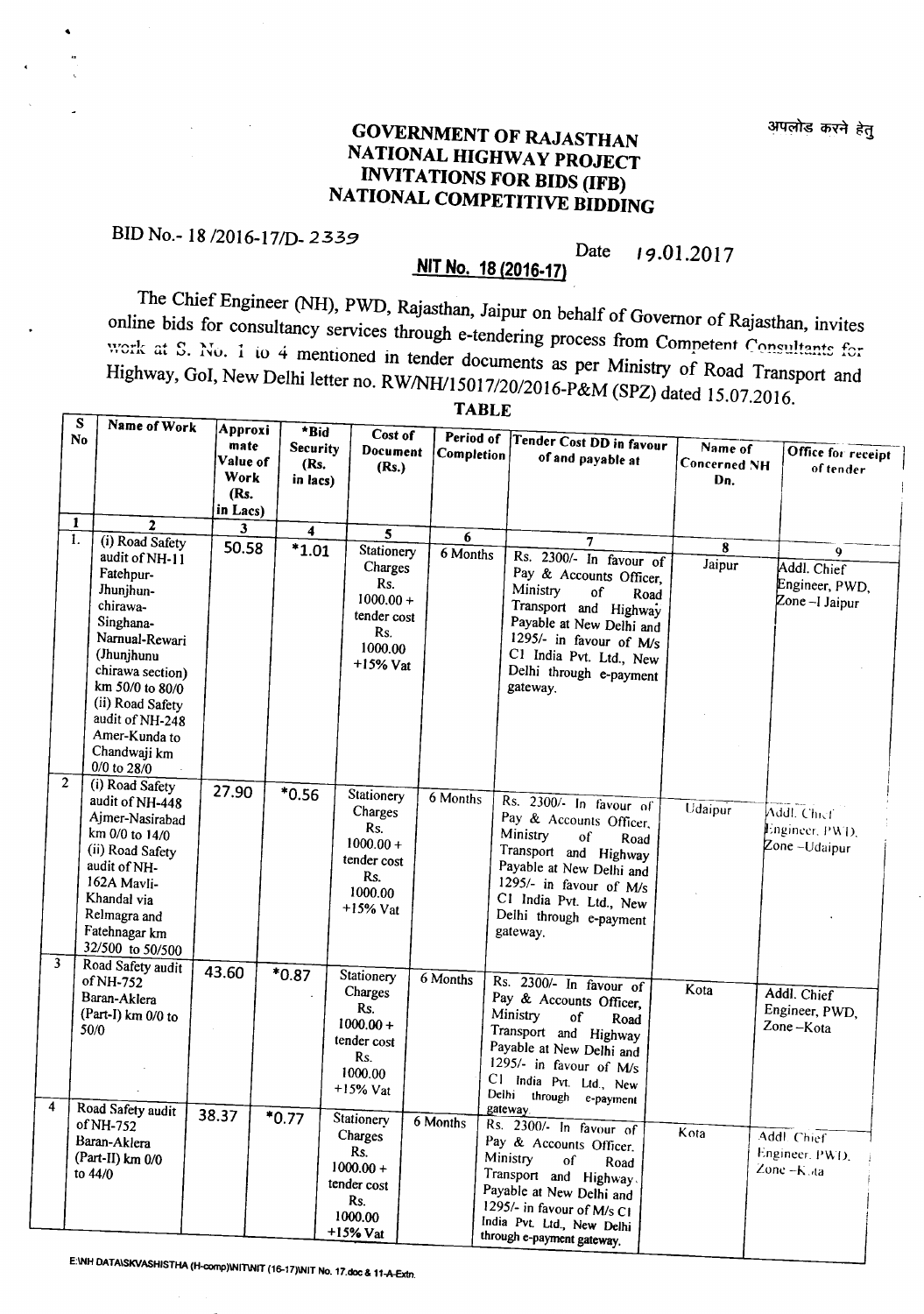अपलोड करने हेतु

# GOVERNMENT OF RAJASTHAN
# NATIONAL HIGHWAY PROJECT
# INVITATIONS FOR BIDS (IFB)
# NATIONAL COMPETITIVE BIDDING

BID No.- 18 /2016-17/D- 2339

Date 19.01.2017

**NIT No. 18 (2016-17)**

The Chief Engineer (NH), PWD, Rajasthan, Jaipur on behalf of Governor of Rajasthan, invites online bids for consultancy services through e-tendering process from Competent Consultants for work at S. No. 1 to 4 mentioned in tender documents as per Ministry of Road Transport and Highway, GoI, New Delhi letter no. RW/NH/15017/20/2016-P&M (SPZ) dated 15.07.2016.

**TABLE**

| S No | Name of Work | Approximate Value of Work (Rs. in Lacs) | *Bid Security (Rs. in lacs) | Cost of Document (Rs.) | Period of Completion | Tender Cost DD in favour of and payable at | Name of Concerned NH Dn. | Office for receipt of tender |
|---|---|---|---|---|---|---|---|---|
| 1 | 2 | 3 | 4 | 5 | 6 | 7 | 8 | 9 |
| 1. | (i) Road Safety audit of NH-11 Fatehpur-Jhunjhun-chirawa-Singhana-Narnual-Rewari (Jhunjhunu chirawa section) km 50/0 to 80/0 (ii) Road Safety audit of NH-248 Amer-Kunda to Chandwaji km 0/0 to 28/0 | 50.58 | *1.01 | Stationery Charges Rs. 1000.00 + tender cost Rs. 1000.00 +15% Vat | 6 Months | Rs. 2300/- In favour of Pay & Accounts Officer, Ministry of Road Transport and Highway Payable at New Delhi and 1295/- in favour of M/s CI India Pvt. Ltd., New Delhi through e-payment gateway. | Jaipur | Addl. Chief Engineer, PWD, Zone –I Jaipur |
| 2 | (i) Road Safety audit of NH-448 Ajmer-Nasirabad km 0/0 to 14/0 (ii) Road Safety audit of NH-162A Mavli-Khandal via Relmagra and Fatehnagar km 32/500 to 50/500 | 27.90 | *0.56 | Stationery Charges Rs. 1000.00 + tender cost Rs. 1000.00 +15% Vat | 6 Months | Rs. 2300/- In favour of Pay & Accounts Officer, Ministry of Road Transport and Highway Payable at New Delhi and 1295/- in favour of M/s CI India Pvt. Ltd., New Delhi through e-payment gateway. | Udaipur | Addl. Chief Engineer, PWD, Zone –Udaipur |
| 3 | Road Safety audit of NH-752 Baran-Aklera (Part-I) km 0/0 to 50/0 | 43.60 | *0.87 | Stationery Charges Rs. 1000.00 + tender cost Rs. 1000.00 +15% Vat | 6 Months | Rs. 2300/- In favour of Pay & Accounts Officer, Ministry of Road Transport and Highway Payable at New Delhi and 1295/- in favour of M/s CI India Pvt. Ltd., New Delhi through e-payment gateway. | Kota | Addl. Chief Engineer, PWD, Zone –Kota |
| 4 | Road Safety audit of NH-752 Baran-Aklera (Part-II) km 0/0 to 44/0 | 38.37 | *0.77 | Stationery Charges Rs. 1000.00 + tender cost Rs. 1000.00 +15% Vat | 6 Months | Rs. 2300/- In favour of Pay & Accounts Officer, Ministry of Road Transport and Highway Payable at New Delhi and 1295/- in favour of M/s CI India Pvt. Ltd., New Delhi through e-payment gateway. | Kota | Addl. Chief Engineer, PWD, Zone –Kota |

E:\NH DATA\SKVASHISTHA (H-comp)\NIT\NIT (16-17)\NIT No. 17.doc & 11-A-Extn.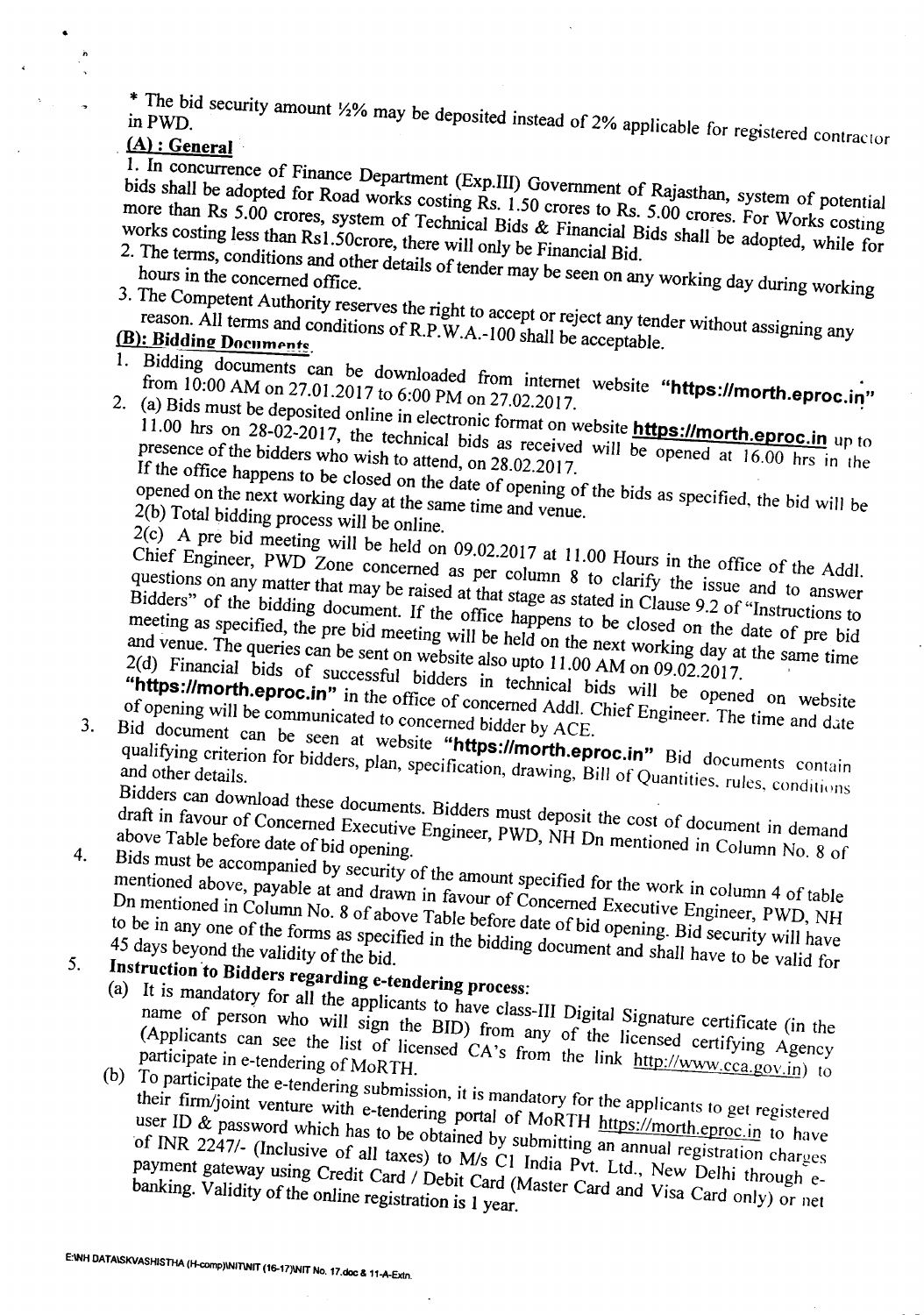* The bid security amount ½% may be deposited instead of 2% applicable for registered contractor in PWD.

**(A) : General**

1. In concurrence of Finance Department (Exp.III) Government of Rajasthan, system of potential bids shall be adopted for Road works costing Rs. 1.50 crores to Rs. 5.00 crores. For Works costing more than Rs 5.00 crores, system of Technical Bids & Financial Bids shall be adopted, while for works costing less than Rs1.50crore, there will only be Financial Bid.
2. The terms, conditions and other details of tender may be seen on any working day during working hours in the concerned office.
3. The Competent Authority reserves the right to accept or reject any tender without assigning any reason. All terms and conditions of R.P.W.A.-100 shall be acceptable.

**(B): Bidding Documents.**

1. Bidding documents can be downloaded from internet website **"https://morth.eproc.in"** from 10:00 AM on 27.01.2017 to 6:00 PM on 27.02.2017.
2. (a) Bids must be deposited online in electronic format on website **https://morth.eproc.in** up to 11.00 hrs on 28-02-2017, the technical bids as received will be opened at 16.00 hrs in the presence of the bidders who wish to attend, on 28.02.2017.
   If the office happens to be closed on the date of opening of the bids as specified, the bid will be opened on the next working day at the same time and venue.
   2(b) Total bidding process will be online.
   2(c) A pre bid meeting will be held on 09.02.2017 at 11.00 Hours in the office of the Addl. Chief Engineer, PWD Zone concerned as per column 8 to clarify the issue and to answer questions on any matter that may be raised at that stage as stated in Clause 9.2 of "Instructions to Bidders" of the bidding document. If the office happens to be closed on the date of pre bid meeting as specified, the pre bid meeting will be held on the next working day at the same time and venue. The queries can be sent on website also upto 11.00 AM on 09.02.2017.
   2(d) Financial bids of successful bidders in technical bids will be opened on website **"https://morth.eproc.in"** in the office of concerned Addl. Chief Engineer. The time and date of opening will be communicated to concerned bidder by ACE.
3. Bid document can be seen at website **"https://morth.eproc.in"** Bid documents contain qualifying criterion for bidders, plan, specification, drawing, Bill of Quantities, rules, conditions and other details.
   Bidders can download these documents. Bidders must deposit the cost of document in demand draft in favour of Concerned Executive Engineer, PWD, NH Dn mentioned in Column No. 8 of above Table before date of bid opening.
4. Bids must be accompanied by security of the amount specified for the work in column 4 of table mentioned above, payable at and drawn in favour of Concerned Executive Engineer, PWD, NH Dn mentioned in Column No. 8 of above Table before date of bid opening. Bid security will have to be in any one of the forms as specified in the bidding document and shall have to be valid for 45 days beyond the validity of the bid.
5. **Instruction to Bidders regarding e-tendering process:**
   (a) It is mandatory for all the applicants to have class-III Digital Signature certificate (in the name of person who will sign the BID) from any of the licensed certifying Agency (Applicants can see the list of licensed CA's from the link http://www.cca.gov.in) to participate in e-tendering of MoRTH.
   (b) To participate the e-tendering submission, it is mandatory for the applicants to get registered their firm/joint venture with e-tendering portal of MoRTH https://morth.eproc.in to have user ID & password which has to be obtained by submitting an annual registration charges of INR 2247/- (Inclusive of all taxes) to M/s C1 India Pvt. Ltd., New Delhi through e-payment gateway using Credit Card / Debit Card (Master Card and Visa Card only) or net banking. Validity of the online registration is 1 year.

E:\NH DATA\SKVASHISTHA (H-comp)\NIT\NIT (16-17)\NIT No. 17.doc & 11-A-Extn.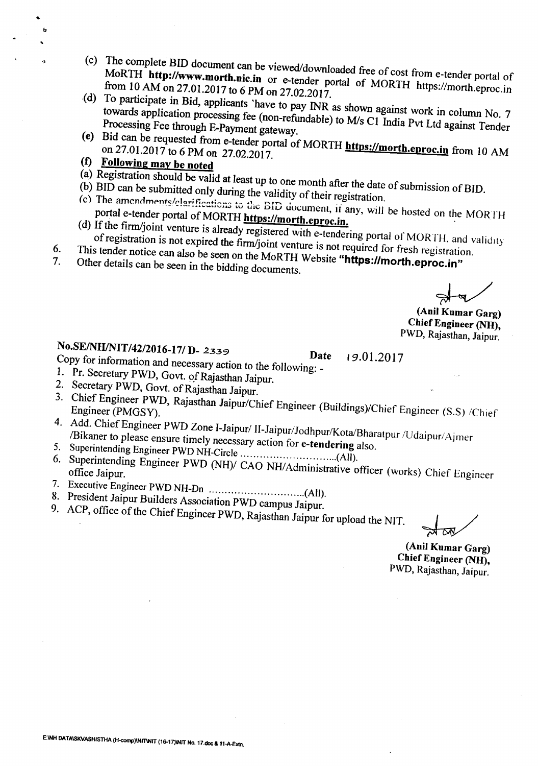(c) The complete BID document can be viewed/downloaded free of cost from e-tender portal of MoRTH **http://www.morth.nic.in** or e-tender portal of MORTH https://morth.eproc.in from 10 AM on 27.01.2017 to 6 PM on 27.02.2017.

(d) To participate in Bid, applicants 'have to pay INR as shown against work in column No. 7 towards application processing fee (non-refundable) to M/s C1 India Pvt Ltd against Tender Processing Fee through E-Payment gateway.

**(e)** Bid can be requested from e-tender portal of MORTH **https://morth.eproc.in** from 10 AM on 27.01.2017 to 6 PM on 27.02.2017.

**(f) Following may be noted**

(a) Registration should be valid at least up to one month after the date of submission of BID.

(b) BID can be submitted only during the validity of their registration.

(c) The amendments/clarifications to the BID document, if any, will be hosted on the MORTH portal e-tender portal of MORTH **https://morth.eproc.in.**

(d) If the firm/joint venture is already registered with e-tendering portal of MORTH, and validity of registration is not expired the firm/joint venture is not required for fresh registration.

6. This tender notice can also be seen on the MoRTH Website **"https://morth.eproc.in"**
7. Other details can be seen in the bidding documents.

**(Anil Kumar Garg)**
**Chief Engineer (NH),**
PWD, Rajasthan, Jaipur.

**No.SE/NH/NIT/42/2016-17/ D-** 2339 **Date** 19.01.2017

Copy for information and necessary action to the following: -

1. Pr. Secretary PWD, Govt. of Rajasthan Jaipur.
2. Secretary PWD, Govt. of Rajasthan Jaipur.
3. Chief Engineer PWD, Rajasthan Jaipur/Chief Engineer (Buildings)/Chief Engineer (S.S) /Chief Engineer (PMGSY).
4. Add. Chief Engineer PWD Zone I-Jaipur/ II-Jaipur/Jodhpur/Kota/Bharatpur /Udaipur/Ajmer /Bikaner to please ensure timely necessary action for **e-tendering** also.
5. Superintending Engineer PWD NH-Circle ..............................(All).
6. Superintending Engineer PWD (NH)/ CAO NH/Administrative officer (works) Chief Engineer office Jaipur.
7. Executive Engineer PWD NH-Dn ..............................(All).
8. President Jaipur Builders Association PWD campus Jaipur.
9. ACP, office of the Chief Engineer PWD, Rajasthan Jaipur for upload the NIT.

**(Anil Kumar Garg)**
**Chief Engineer (NH),**
PWD, Rajasthan, Jaipur.

E:\NH DATA\SKVASHISTHA (H-comp)\NIT\NIT (16-17)\NIT No. 17.doc & 11-A-Extn.